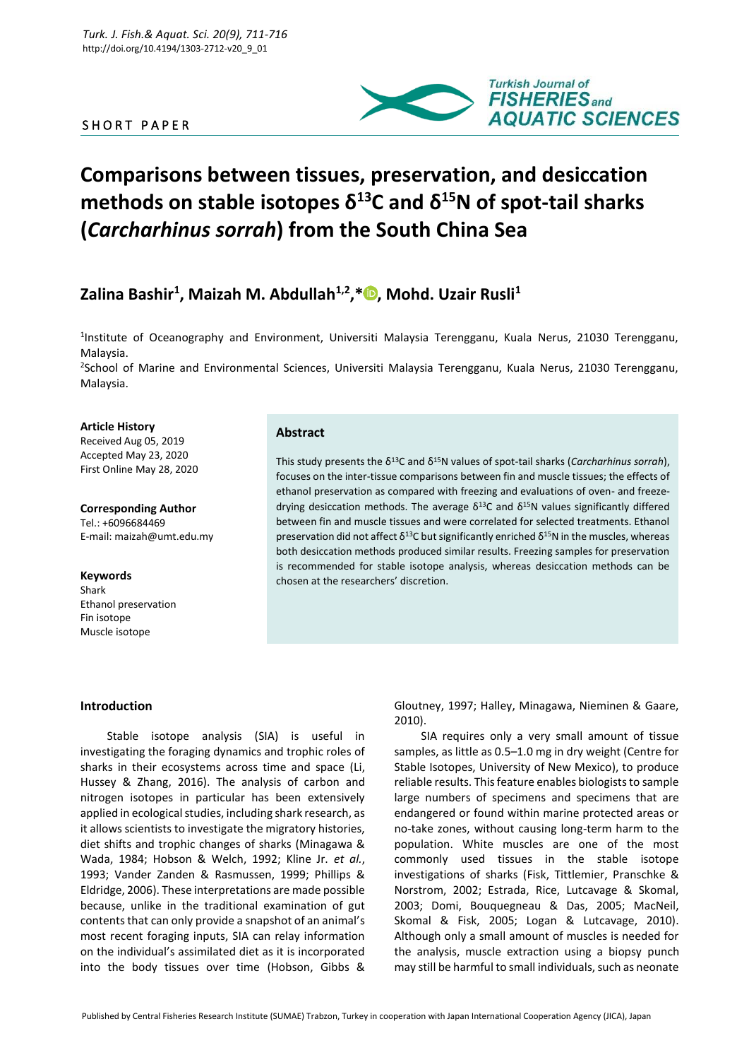SHORT PAPER

# Comparisons between tissues, preservation, and desiccation methods on stable isotopes $\delta^{13}C$ and $\delta^{15}N$ of spot-tail sharks (*Carcharhinus sorrah*) from the South China Sea

**Zalina Bashir[1], Maizah M. Abdullah[1,2],*, Mohd. Uzair Rusli[1]**

[1]Institute of Oceanography and Environment, Universiti Malaysia Terengganu, Kuala Nerus, 21030 Terengganu, Malaysia.

[2]School of Marine and Environmental Sciences, Universiti Malaysia Terengganu, Kuala Nerus, 21030 Terengganu, Malaysia.

**Article History**
Received Aug 05, 2019
Accepted May 23, 2020
First Online May 28, 2020

**Corresponding Author**
Tel.: +6096684469
E-mail: maizah@umt.edu.my

**Keywords**
Shark
Ethanol preservation
Fin isotope
Muscle isotope

## Abstract

This study presents the $\delta^{13}C$ and $\delta^{15}N$ values of spot-tail sharks (*Carcharhinus sorrah*), focuses on the inter-tissue comparisons between fin and muscle tissues; the effects of ethanol preservation as compared with freezing and evaluations of oven- and freeze-drying desiccation methods. The average $\delta^{13}C$ and $\delta^{15}N$ values significantly differed between fin and muscle tissues and were correlated for selected treatments. Ethanol preservation did not affect $\delta^{13}C$ but significantly enriched $\delta^{15}N$ in the muscles, whereas both desiccation methods produced similar results. Freezing samples for preservation is recommended for stable isotope analysis, whereas desiccation methods can be chosen at the researchers' discretion.

## Introduction

Stable isotope analysis (SIA) is useful in investigating the foraging dynamics and trophic roles of sharks in their ecosystems across time and space (Li, Hussey & Zhang, 2016). The analysis of carbon and nitrogen isotopes in particular has been extensively applied in ecological studies, including shark research, as it allows scientists to investigate the migratory histories, diet shifts and trophic changes of sharks (Minagawa & Wada, 1984; Hobson & Welch, 1992; Kline Jr. *et al.*, 1993; Vander Zanden & Rasmussen, 1999; Phillips & Eldridge, 2006). These interpretations are made possible because, unlike in the traditional examination of gut contents that can only provide a snapshot of an animal's most recent foraging inputs, SIA can relay information on the individual's assimilated diet as it is incorporated into the body tissues over time (Hobson, Gibbs & Gloutney, 1997; Halley, Minagawa, Nieminen & Gaare, 2010).

SIA requires only a very small amount of tissue samples, as little as 0.5–1.0 mg in dry weight (Centre for Stable Isotopes, University of New Mexico), to produce reliable results. This feature enables biologists to sample large numbers of specimens and specimens that are endangered or found within marine protected areas or no-take zones, without causing long-term harm to the population. White muscles are one of the most commonly used tissues in the stable isotope investigations of sharks (Fisk, Tittlemier, Pranschke & Norstrom, 2002; Estrada, Rice, Lutcavage & Skomal, 2003; Domi, Bouquegneau & Das, 2005; MacNeil, Skomal & Fisk, 2005; Logan & Lutcavage, 2010). Although only a small amount of muscles is needed for the analysis, muscle extraction using a biopsy punch may still be harmful to small individuals, such as neonate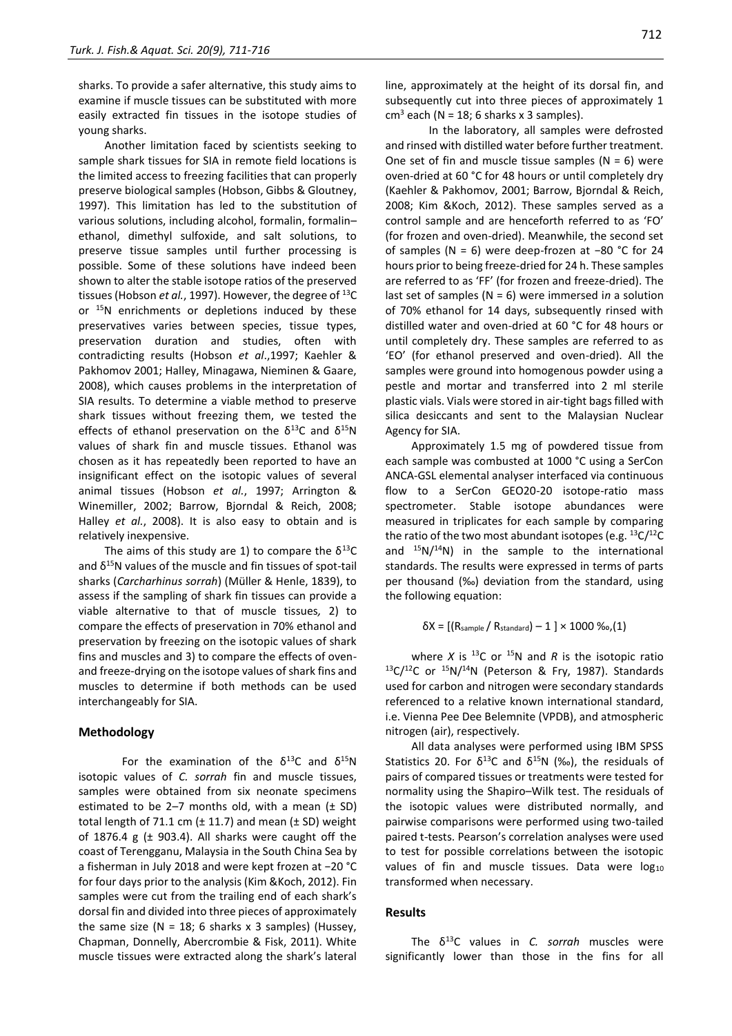sharks. To provide a safer alternative, this study aims to examine if muscle tissues can be substituted with more easily extracted fin tissues in the isotope studies of young sharks.

Another limitation faced by scientists seeking to sample shark tissues for SIA in remote field locations is the limited access to freezing facilities that can properly preserve biological samples (Hobson, Gibbs & Gloutney, 1997). This limitation has led to the substitution of various solutions, including alcohol, formalin, formalin–ethanol, dimethyl sulfoxide, and salt solutions, to preserve tissue samples until further processing is possible. Some of these solutions have indeed been shown to alter the stable isotope ratios of the preserved tissues (Hobson *et al.*, 1997). However, the degree of $^{13}C$ or $^{15}N$ enrichments or depletions induced by these preservatives varies between species, tissue types, preservation duration and studies, often with contradicting results (Hobson *et al*.,1997; Kaehler & Pakhomov 2001; Halley, Minagawa, Nieminen & Gaare, 2008), which causes problems in the interpretation of SIA results. To determine a viable method to preserve shark tissues without freezing them, we tested the effects of ethanol preservation on the $\delta^{13}C$ and $\delta^{15}N$ values of shark fin and muscle tissues. Ethanol was chosen as it has repeatedly been reported to have an insignificant effect on the isotopic values of several animal tissues (Hobson *et al.*, 1997; Arrington & Winemiller, 2002; Barrow, Bjorndal & Reich, 2008; Halley *et al.*, 2008). It is also easy to obtain and is relatively inexpensive.

The aims of this study are 1) to compare the $\delta^{13}C$ and $\delta^{15}N$ values of the muscle and fin tissues of spot-tail sharks (*Carcharhinus sorrah*) (Müller & Henle, 1839), to assess if the sampling of shark fin tissues can provide a viable alternative to that of muscle tissues*,* 2) to compare the effects of preservation in 70% ethanol and preservation by freezing on the isotopic values of shark fins and muscles and 3) to compare the effects of oven- and freeze-drying on the isotope values of shark fins and muscles to determine if both methods can be used interchangeably for SIA.

## Methodology

For the examination of the $\delta^{13}C$ and $\delta^{15}N$ isotopic values of *C. sorrah* fin and muscle tissues, samples were obtained from six neonate specimens estimated to be 2–7 months old, with a mean (± SD) total length of 71.1 cm (± 11.7) and mean (± SD) weight of 1876.4 g (± 903.4). All sharks were caught off the coast of Terengganu, Malaysia in the South China Sea by a fisherman in July 2018 and were kept frozen at −20 °C for four days prior to the analysis (Kim &Koch, 2012). Fin samples were cut from the trailing end of each shark's dorsal fin and divided into three pieces of approximately the same size (N = 18; 6 sharks x 3 samples) (Hussey, Chapman, Donnelly, Abercrombie & Fisk, 2011). White muscle tissues were extracted along the shark's lateral line, approximately at the height of its dorsal fin, and subsequently cut into three pieces of approximately 1 $cm^3$ each (N = 18; 6 sharks x 3 samples).

In the laboratory, all samples were defrosted and rinsed with distilled water before further treatment. One set of fin and muscle tissue samples (N = 6) were oven-dried at 60 °C for 48 hours or until completely dry (Kaehler & Pakhomov, 2001; Barrow, Bjorndal & Reich, 2008; Kim &Koch, 2012). These samples served as a control sample and are henceforth referred to as 'FO' (for frozen and oven-dried). Meanwhile, the second set of samples (N = 6) were deep-frozen at −80 °C for 24 hours prior to being freeze-dried for 24 h. These samples are referred to as 'FF' (for frozen and freeze-dried). The last set of samples (N = 6) were immersed i*n* a solution of 70% ethanol for 14 days, subsequently rinsed with distilled water and oven-dried at 60 °C for 48 hours or until completely dry. These samples are referred to as 'EO' (for ethanol preserved and oven-dried). All the samples were ground into homogenous powder using a pestle and mortar and transferred into 2 ml sterile plastic vials. Vials were stored in air-tight bags filled with silica desiccants and sent to the Malaysian Nuclear Agency for SIA.

Approximately 1.5 mg of powdered tissue from each sample was combusted at 1000 °C using a SerCon ANCA-GSL elemental analyser interfaced via continuous flow to a SerCon GEO20-20 isotope-ratio mass spectrometer. Stable isotope abundances were measured in triplicates for each sample by comparing the ratio of the two most abundant isotopes (e.g. $^{13}C/^{12}C$ and $^{15}N/^{14}N$) in the sample to the international standards. The results were expressed in terms of parts per thousand (‰) deviation from the standard, using the following equation:

$$\delta X = [(R_{sample} / R_{standard}) - 1] \times 1000 \text{ ‰}, (1)$$

where *X* is $^{13}C$ or $^{15}N$ and *R* is the isotopic ratio $^{13}C/^{12}C$ or $^{15}N/^{14}N$ (Peterson & Fry, 1987). Standards used for carbon and nitrogen were secondary standards referenced to a relative known international standard, i.e. Vienna Pee Dee Belemnite (VPDB), and atmospheric nitrogen (air), respectively.

All data analyses were performed using IBM SPSS Statistics 20. For $\delta^{13}C$ and $\delta^{15}N$ (‰), the residuals of pairs of compared tissues or treatments were tested for normality using the Shapiro–Wilk test. The residuals of the isotopic values were distributed normally, and pairwise comparisons were performed using two-tailed paired t-tests. Pearson's correlation analyses were used to test for possible correlations between the isotopic values of fin and muscle tissues. Data were $\log_{10}$ transformed when necessary.

## Results

The $\delta^{13}C$ values in *C. sorrah* muscles were significantly lower than those in the fins for all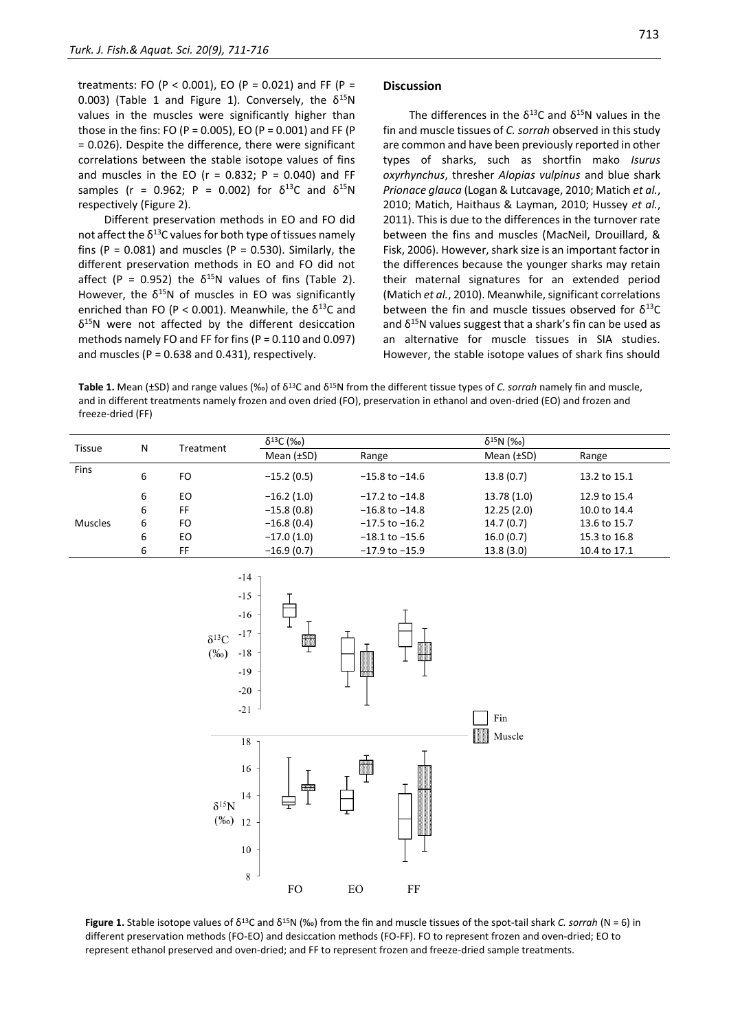treatments: FO ($P < 0.001$), EO ($P = 0.021$) and FF ($P = 0.003$) (Table 1 and Figure 1). Conversely, the $\delta^{15}N$ values in the muscles were significantly higher than those in the fins: FO ($P = 0.005$), EO ($P = 0.001$) and FF ($P = 0.026$). Despite the difference, there were significant correlations between the stable isotope values of fins and muscles in the EO ($r = 0.832$; $P = 0.040$) and FF samples ($r = 0.962$; $P = 0.002$) for $\delta^{13}C$ and $\delta^{15}N$ respectively (Figure 2).

Different preservation methods in EO and FO did not affect the $\delta^{13}C$ values for both type of tissues namely fins ($P = 0.081$) and muscles ($P = 0.530$). Similarly, the different preservation methods in EO and FO did not affect ($P = 0.952$) the $\delta^{15}N$ values of fins (Table 2). However, the $\delta^{15}N$ of muscles in EO was significantly enriched than FO ($P < 0.001$). Meanwhile, the $\delta^{13}C$ and $\delta^{15}N$ were not affected by the different desiccation methods namely FO and FF for fins ($P = 0.110$ and $0.097$) and muscles ($P = 0.638$ and $0.431$), respectively.

## Discussion

The differences in the $\delta^{13}C$ and $\delta^{15}N$ values in the fin and muscle tissues of *C. sorrah* observed in this study are common and have been previously reported in other types of sharks, such as shortfin mako *Isurus oxyrhynchus*, thresher *Alopias vulpinus* and blue shark *Prionace glauca* (Logan & Lutcavage, 2010; Matich *et al.*, 2010; Matich, Haithaus & Layman, 2010; Hussey *et al.*, 2011). This is due to the differences in the turnover rate between the fins and muscles (MacNeil, Drouillard, & Fisk, 2006). However, shark size is an important factor in the differences because the younger sharks may retain their maternal signatures for an extended period (Matich *et al.*, 2010). Meanwhile, significant correlations between the fin and muscle tissues observed for $\delta^{13}C$ and $\delta^{15}N$ values suggest that a shark's fin can be used as an alternative for muscle tissues in SIA studies. However, the stable isotope values of shark fins should

**Table 1.** Mean (±SD) and range values (‰) of $\delta^{13}C$ and $\delta^{15}N$ from the different tissue types of *C. sorrah* namely fin and muscle, and in different treatments namely frozen and oven dried (FO), preservation in ethanol and oven-dried (EO) and frozen and freeze-dried (FF)

| Tissue | N | Treatment | $\delta^{13}C$ (‰) | | $\delta^{15}N$ (‰) | |
|---|---|---|---|---|---|---|
| | | | Mean (±SD) | Range | Mean (±SD) | Range |
| Fins | 6 | FO | −15.2 (0.5) | −15.8 to −14.6 | 13.8 (0.7) | 13.2 to 15.1 |
| | 6 | EO | −16.2 (1.0) | −17.2 to −14.8 | 13.78 (1.0) | 12.9 to 15.4 |
| | 6 | FF | −15.8 (0.8) | −16.8 to −14.8 | 12.25 (2.0) | 10.0 to 14.4 |
| Muscles | 6 | FO | −16.8 (0.4) | −17.5 to −16.2 | 14.7 (0.7) | 13.6 to 15.7 |
| | 6 | EO | −17.0 (1.0) | −18.1 to −15.6 | 16.0 (0.7) | 15.3 to 16.8 |
| | 6 | FF | −16.9 (0.7) | −17.9 to −15.9 | 13.8 (3.0) | 10.4 to 17.1 |

**Figure 1.** Stable isotope values of $\delta^{13}C$ and $\delta^{15}N$ (‰) from the fin and muscle tissues of the spot-tail shark *C. sorrah* (N = 6) in different preservation methods (FO-EO) and desiccation methods (FO-FF). FO to represent frozen and oven-dried; EO to represent ethanol preserved and oven-dried; and FF to represent frozen and freeze-dried sample treatments.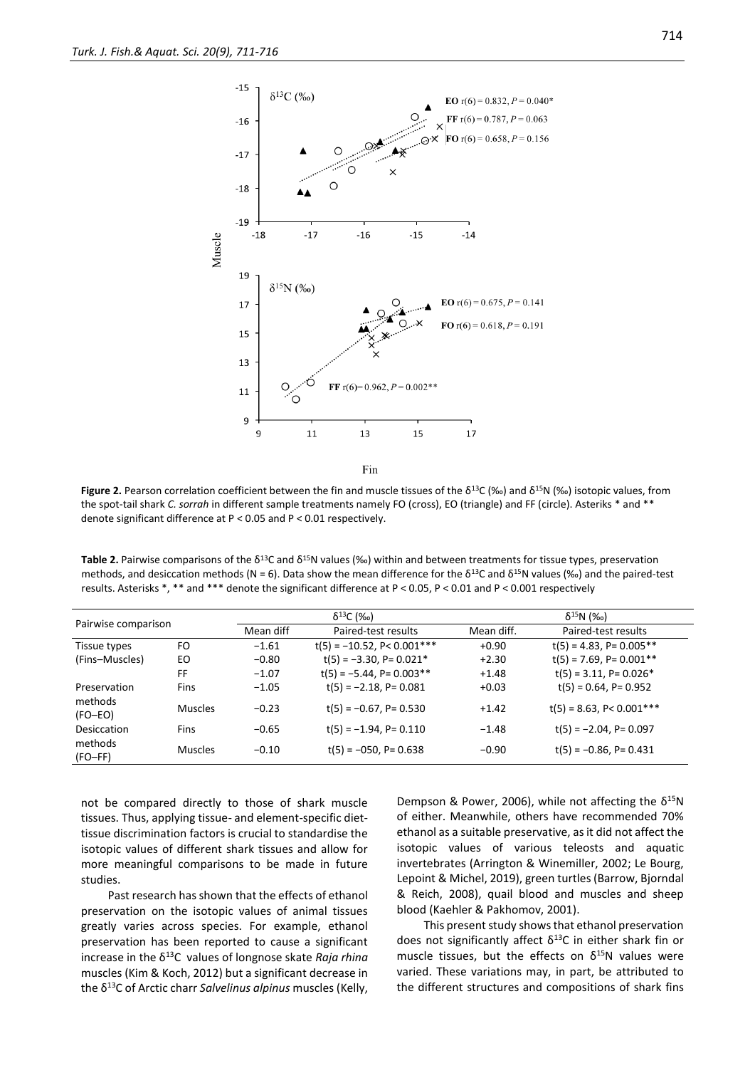**Figure 2.** Pearson correlation coefficient between the fin and muscle tissues of the $\delta^{13}C$ (‰) and $\delta^{15}N$ (‰) isotopic values, from the spot-tail shark *C. sorrah* in different sample treatments namely FO (cross), EO (triangle) and FF (circle). Asteriks * and ** denote significant difference at P < 0.05 and P < 0.01 respectively.

**Table 2.** Pairwise comparisons of the $\delta^{13}C$ and $\delta^{15}N$ values (‰) within and between treatments for tissue types, preservation methods, and desiccation methods (N = 6). Data show the mean difference for the $\delta^{13}C$ and $\delta^{15}N$ values (‰) and the paired-test results. Asterisks *, ** and *** denote the significant difference at P < 0.05, P < 0.01 and P < 0.001 respectively

| Pairwise comparison | | $\delta^{13}C$ (‰) | | $\delta^{15}N$ (‰) | |
|---|---|---|---|---|---|
| | | Mean diff | Paired-test results | Mean diff. | Paired-test results |
| Tissue types (Fins–Muscles) | FO | −1.61 | $t(5) = -10.52$, P< 0.001*** | +0.90 | $t(5) = 4.83$, P= 0.005** |
| | EO | −0.80 | $t(5) = -3.30$, P= 0.021* | +2.30 | $t(5) = 7.69$, P= 0.001** |
| | FF | −1.07 | $t(5) = -5.44$, P= 0.003** | +1.48 | $t(5) = 3.11$, P= 0.026* |
| Preservation methods (FO–EO) | Fins | −1.05 | $t(5) = -2.18$, P= 0.081 | +0.03 | $t(5) = 0.64$, P= 0.952 |
| | Muscles | −0.23 | $t(5) = -0.67$, P= 0.530 | +1.42 | $t(5) = 8.63$, P< 0.001*** |
| Desiccation methods (FO–FF) | Fins | −0.65 | $t(5) = -1.94$, P= 0.110 | −1.48 | $t(5) = -2.04$, P= 0.097 |
| | Muscles | −0.10 | $t(5) = -050$, P= 0.638 | −0.90 | $t(5) = -0.86$, P= 0.431 |

not be compared directly to those of shark muscle tissues. Thus, applying tissue- and element-specific diet-tissue discrimination factors is crucial to standardise the isotopic values of different shark tissues and allow for more meaningful comparisons to be made in future studies.

Past research has shown that the effects of ethanol preservation on the isotopic values of animal tissues greatly varies across species. For example, ethanol preservation has been reported to cause a significant increase in the $\delta^{13}C$ values of longnose skate *Raja rhina* muscles (Kim & Koch, 2012) but a significant decrease in the $\delta^{13}C$ of Arctic charr *Salvelinus alpinus* muscles (Kelly, Dempson & Power, 2006), while not affecting the $\delta^{15}N$ of either. Meanwhile, others have recommended 70% ethanol as a suitable preservative, as it did not affect the isotopic values of various teleosts and aquatic invertebrates (Arrington & Winemiller, 2002; Le Bourg, Lepoint & Michel, 2019), green turtles (Barrow, Bjorndal & Reich, 2008), quail blood and muscles and sheep blood (Kaehler & Pakhomov, 2001).

This present study shows that ethanol preservation does not significantly affect $\delta^{13}C$ in either shark fin or muscle tissues, but the effects on $\delta^{15}N$ values were varied. These variations may, in part, be attributed to the different structures and compositions of shark fins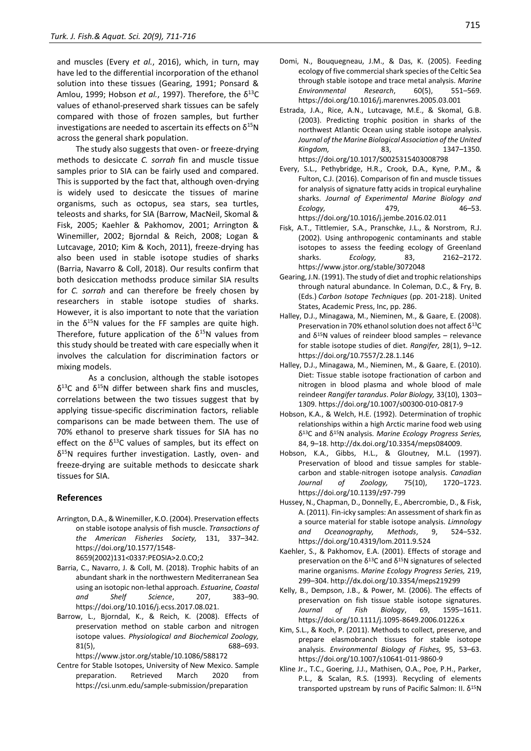and muscles (Every *et al.*, 2016), which, in turn, may have led to the differential incorporation of the ethanol solution into these tissues (Gearing, 1991; Ponsard & Amlou, 1999; Hobson *et al.*, 1997). Therefore, the $\delta^{13}C$ values of ethanol-preserved shark tissues can be safely compared with those of frozen samples, but further investigations are needed to ascertain its effects on $\delta^{15}N$ across the general shark population.

The study also suggests that oven- or freeze-drying methods to desiccate *C. sorrah* fin and muscle tissue samples prior to SIA can be fairly used and compared. This is supported by the fact that, although oven-drying is widely used to desiccate the tissues of marine organisms, such as octopus, sea stars, sea turtles, teleosts and sharks, for SIA (Barrow, MacNeil, Skomal & Fisk, 2005; Kaehler & Pakhomov, 2001; Arrington & Winemiller, 2002; Bjorndal & Reich, 2008; Logan & Lutcavage, 2010; Kim & Koch, 2011), freeze-drying has also been used in stable isotope studies of sharks (Barria, Navarro & Coll, 2018). Our results confirm that both desiccation methodss produce similar SIA results for *C. sorrah* and can therefore be freely chosen by researchers in stable isotope studies of sharks. However, it is also important to note that the variation in the $\delta^{15}N$ values for the FF samples are quite high. Therefore, future application of the $\delta^{15}N$ values from this study should be treated with care especially when it involves the calculation for discrimination factors or mixing models.

As a conclusion, although the stable isotopes $\delta^{13}C$ and $\delta^{15}N$ differ between shark fins and muscles, correlations between the two tissues suggest that by applying tissue-specific discrimination factors, reliable comparisons can be made between them. The use of 70% ethanol to preserve shark tissues for SIA has no effect on the $\delta^{13}C$ values of samples, but its effect on $\delta^{15}N$ requires further investigation. Lastly, oven- and freeze-drying are suitable methods to desiccate shark tissues for SIA.

## References

Arrington, D.A., & Winemiller, K.O. (2004). Preservation effects on stable isotope analysis of fish muscle. *Transactions of the American Fisheries Society,* 131, 337–342. https://doi.org/10.1577/1548-8659(2002)131<0337:PEOSIA>2.0.CO;2

Barria, C., Navarro, J. & Coll, M. (2018). Trophic habits of an abundant shark in the northwestern Mediterranean Sea using an isotopic non-lethal approach. *Estuarine, Coastal and Shelf Science*, 207, 383–90. https://doi.org/10.1016/j.ecss.2017.08.021.

Barrow, L., Bjorndal, K., & Reich, K. (2008). Effects of preservation method on stable carbon and nitrogen isotope values. *Physiological and Biochemical Zoology,* 81(5), 688–693. https://www.jstor.org/stable/10.1086/588172

Centre for Stable Isotopes, University of New Mexico. Sample preparation. Retrieved March 2020 from https://csi.unm.edu/sample-submission/preparation

Domi, N., Bouquegneau, J.M., & Das, K. (2005). Feeding ecology of five commercial shark species of the Celtic Sea through stable isotope and trace metal analysis. *Marine Environmental Research*, 60(5), 551–569. https://doi.org/10.1016/j.marenvres.2005.03.001

Estrada, J.A., Rice, A.N., Lutcavage, M.E., & Skomal, G.B. (2003). Predicting trophic position in sharks of the northwest Atlantic Ocean using stable isotope analysis. *Journal of the Marine Biological Association of the United Kingdom,* 83, 1347–1350. https://doi.org/10.1017/S0025315403008798

Every, S.L., Pethybridge, H.R., Crook, D.A., Kyne, P.M., & Fulton, C.J. (2016). Comparison of fin and muscle tissues for analysis of signature fatty acids in tropical euryhaline sharks. *Journal of Experimental Marine Biology and Ecology,* 479, 46–53. https://doi.org/10.1016/j.jembe.2016.02.011

Fisk, A.T., Tittlemier, S.A., Pranschke, J.L., & Norstrom, R.J. (2002). Using anthropogenic contaminants and stable isotopes to assess the feeding ecology of Greenland sharks. *Ecology,* 83, 2162–2172. https://www.jstor.org/stable/3072048

Gearing, J.N. (1991). The study of diet and trophic relationships through natural abundance. In Coleman, D.C., & Fry, B. (Eds.) *Carbon Isotope Techniques* (pp. 201-218). United States, Academic Press, Inc, pp. 286.

Halley, D.J., Minagawa, M., Nieminen, M., & Gaare, E. (2008). Preservation in 70% ethanol solution does not affect $\delta^{13}C$ and $\delta^{15}N$ values of reindeer blood samples – relevance for stable isotope studies of diet. *Rangifer,* 28(1), 9–12. https://doi.org/10.7557/2.28.1.146

Halley, D.J., Minagawa, M., Nieminen, M., & Gaare, E. (2010). Diet: Tissue stable isotope fractionation of carbon and nitrogen in blood plasma and whole blood of male reindeer *Rangifer tarandus*. *Polar Biology,* 33(10), 1303–1309. https://doi.org/10.1007/s00300-010-0817-9

Hobson, K.A., & Welch, H.E. (1992). Determination of trophic relationships within a high Arctic marine food web using $\delta^{13}C$ and $\delta^{15}N$ analysis. *Marine Ecology Progress Series,* 84, 9–18. http://dx.doi.org/10.3354/meps084009.

Hobson, K.A., Gibbs, H.L., & Gloutney, M.L. (1997). Preservation of blood and tissue samples for stable-carbon and stable-nitrogen isotope analysis. *Canadian Journal of Zoology,* 75(10), 1720–1723. https://doi.org/10.1139/z97-799

Hussey, N., Chapman, D., Donnelly, E., Abercrombie, D., & Fisk, A. (2011). Fin-icky samples: An assessment of shark fin as a source material for stable isotope analysis. *Limnology and Oceanography, Methods*, 9, 524–532. https://doi.org/10.4319/lom.2011.9.524

Kaehler, S., & Pakhomov, E.A. (2001). Effects of storage and preservation on the $\delta^{13}C$ and $\delta^{15}N$ signatures of selected marine organisms. *Marine Ecology Progress Series,* 219, 299–304. http://dx.doi.org/10.3354/meps219299

Kelly, B., Dempson, J.B., & Power, M. (2006). The effects of preservation on fish tissue stable isotope signatures. *Journal of Fish Biology*, 69, 1595–1611. https://doi.org/10.1111/j.1095-8649.2006.01226.x

Kim, S.L., & Koch, P. (2011). Methods to collect, preserve, and prepare elasmobranch tissues for stable isotope analysis. *Environmental Biology of Fishes,* 95, 53–63. https://doi.org/10.1007/s10641-011-9860-9

Kline Jr., T.C., Goering, J.J., Mathisen, O.A., Poe, P.H., Parker, P.L., & Scalan, R.S. (1993). Recycling of elements transported upstream by runs of Pacific Salmon: II. $\delta^{15}N$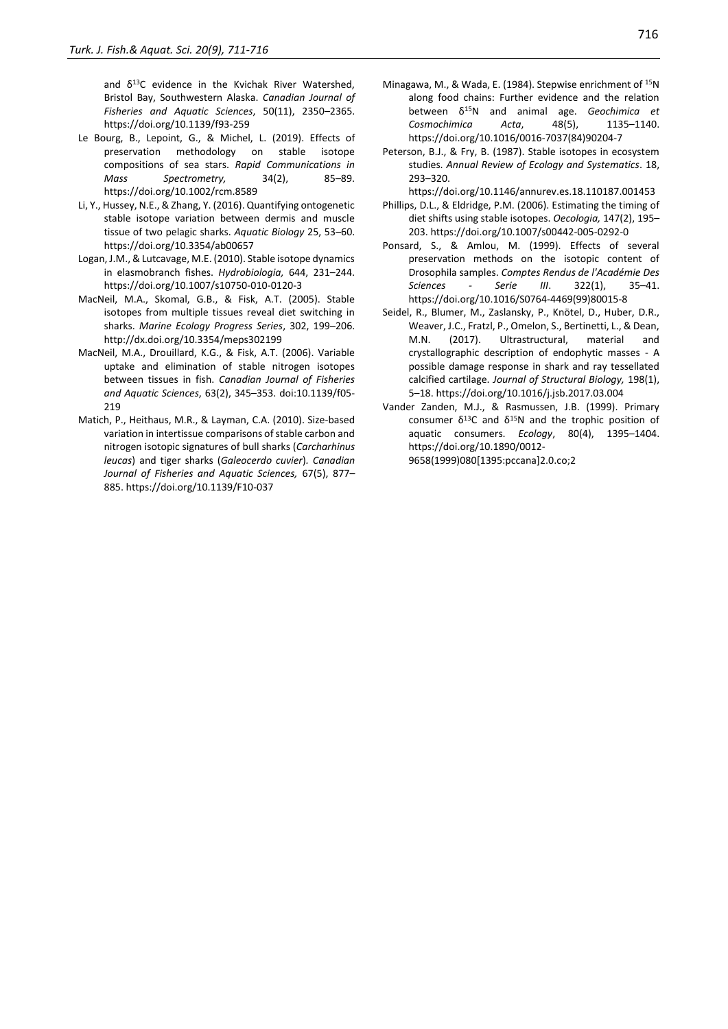and $\delta^{13}C$ evidence in the Kvichak River Watershed, Bristol Bay, Southwestern Alaska. *Canadian Journal of Fisheries and Aquatic Sciences*, 50(11), 2350–2365. https://doi.org/10.1139/f93-259

Le Bourg, B., Lepoint, G., & Michel, L. (2019). Effects of preservation methodology on stable isotope compositions of sea stars. *Rapid Communications in Mass Spectrometry,* 34(2), 85–89. https://doi.org/10.1002/rcm.8589

Li, Y., Hussey, N.E., & Zhang, Y. (2016). Quantifying ontogenetic stable isotope variation between dermis and muscle tissue of two pelagic sharks. *Aquatic Biology* 25, 53–60. https://doi.org/10.3354/ab00657

Logan, J.M., & Lutcavage, M.E. (2010). Stable isotope dynamics in elasmobranch fishes. *Hydrobiologia,* 644, 231–244. https://doi.org/10.1007/s10750-010-0120-3

MacNeil, M.A., Skomal, G.B., & Fisk, A.T. (2005). Stable isotopes from multiple tissues reveal diet switching in sharks. *Marine Ecology Progress Series*, 302, 199–206. http://dx.doi.org/10.3354/meps302199

MacNeil, M.A., Drouillard, K.G., & Fisk, A.T. (2006). Variable uptake and elimination of stable nitrogen isotopes between tissues in fish. *Canadian Journal of Fisheries and Aquatic Sciences*, 63(2), 345–353. doi:10.1139/f05-219

Matich, P., Heithaus, M.R., & Layman, C.A. (2010). Size-based variation in intertissue comparisons of stable carbon and nitrogen isotopic signatures of bull sharks (*Carcharhinus leucas*) and tiger sharks (*Galeocerdo cuvier*)*. Canadian Journal of Fisheries and Aquatic Sciences,* 67(5), 877–885. https://doi.org/10.1139/F10-037

Minagawa, M., & Wada, E. (1984). Stepwise enrichment of $^{15}N$ along food chains: Further evidence and the relation between $\delta^{15}N$ and animal age. *Geochimica et Cosmochimica Acta*, 48(5), 1135–1140. https://doi.org/10.1016/0016-7037(84)90204-7

Peterson, B.J., & Fry, B. (1987). Stable isotopes in ecosystem studies. *Annual Review of Ecology and Systematics*. 18, 293–320. https://doi.org/10.1146/annurev.es.18.110187.001453

Phillips, D.L., & Eldridge, P.M. (2006). Estimating the timing of diet shifts using stable isotopes. *Oecologia,* 147(2), 195–203. https://doi.org/10.1007/s00442-005-0292-0

Ponsard, S., & Amlou, M. (1999). Effects of several preservation methods on the isotopic content of Drosophila samples. *Comptes Rendus de l'Académie Des Sciences - Serie III*. 322(1), 35–41. https://doi.org/10.1016/S0764-4469(99)80015-8

Seidel, R., Blumer, M., Zaslansky, P., Knötel, D., Huber, D.R., Weaver, J.C., Fratzl, P., Omelon, S., Bertinetti, L., & Dean, M.N. (2017). Ultrastructural, material and crystallographic description of endophytic masses - A possible damage response in shark and ray tessellated calcified cartilage. *Journal of Structural Biology,* 198(1), 5–18. https://doi.org/10.1016/j.jsb.2017.03.004

Vander Zanden, M.J., & Rasmussen, J.B. (1999). Primary consumer $\delta^{13}C$ and $\delta^{15}N$ and the trophic position of aquatic consumers. *Ecology*, 80(4), 1395–1404. https://doi.org/10.1890/0012-9658(1999)080[1395:pccana]2.0.co;2